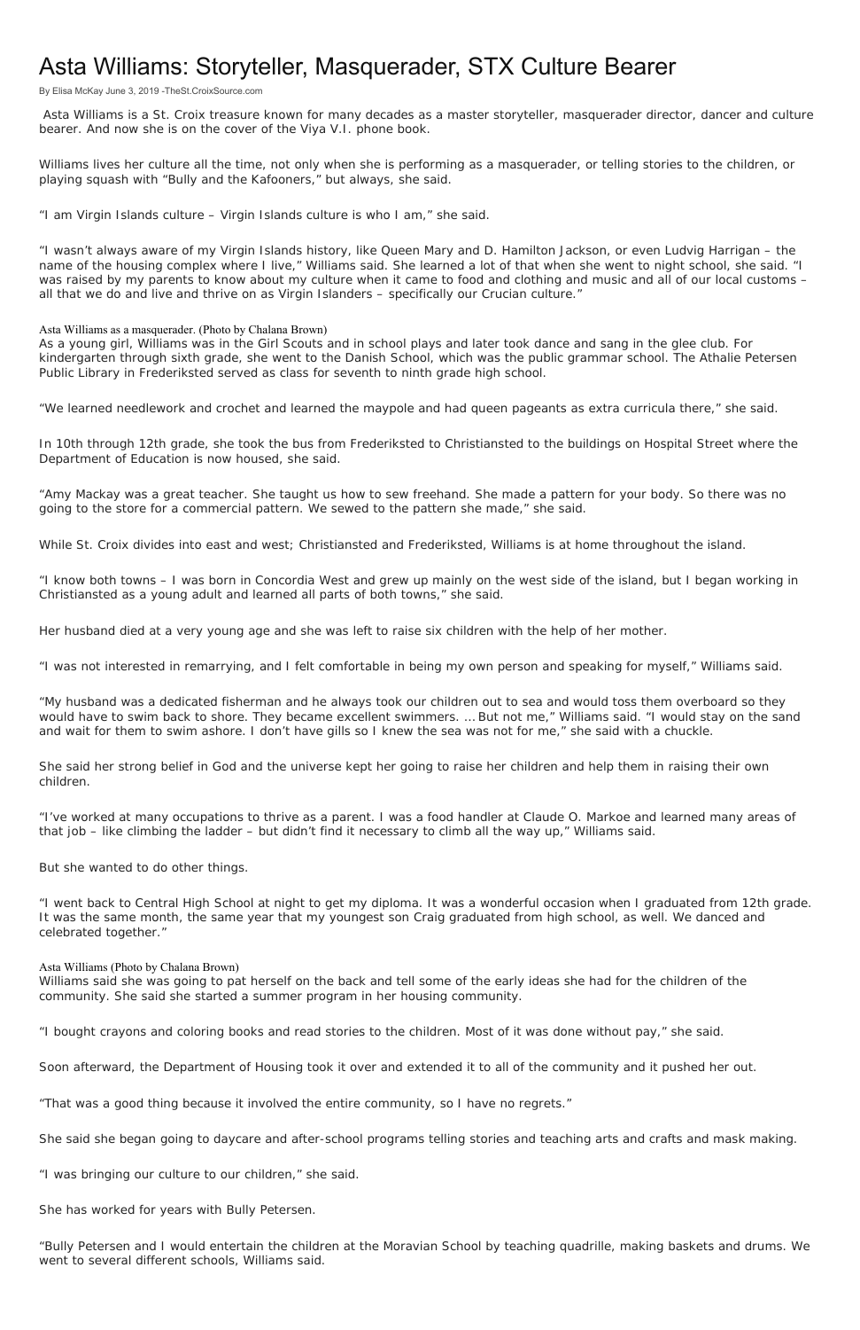# Asta Williams: Storyteller, Masquerader, STX Culture Bearer

By Elisa McKay June 3, 2019 -TheSt.CroixSource.com

Asta Williams is a St. Croix treasure known for many decades as a master storyteller, masquerader director, dancer and culture bearer. And now she is on the cover of the Viya V.I. phone book.

Williams lives her culture all the time, not only when she is performing as a masquerader, or telling stories to the children, or playing squash with "Bully and the Kafooners," but always, she said.

"I am Virgin Islands culture – Virgin Islands culture is who I am," she said.

"I wasn't always aware of my Virgin Islands history, like Queen Mary and D. Hamilton Jackson, or even Ludvig Harrigan – the name of the housing complex where I live," Williams said. She learned a lot of that when she went to night school, she said. "I was raised by my parents to know about my culture when it came to food and clothing and music and all of our local customs – all that we do and live and thrive on as Virgin Islanders – specifically our Crucian culture."

Asta Williams as a masquerader. (Photo by Chalana Brown)

As a young girl, Williams was in the Girl Scouts and in school plays and later took dance and sang in the glee club. For kindergarten through sixth grade, she went to the Danish School, which was the public grammar school. The Athalie Petersen Public Library in Frederiksted served as class for seventh to ninth grade high school.

"We learned needlework and crochet and learned the maypole and had queen pageants as extra curricula there," she said.

In 10th through 12th grade, she took the bus from Frederiksted to Christiansted to the buildings on Hospital Street where the Department of Education is now housed, she said.

"Amy Mackay was a great teacher. She taught us how to sew freehand. She made a pattern for your body. So there was no going to the store for a commercial pattern. We sewed to the pattern she made," she said.

While St. Croix divides into east and west; Christiansted and Frederiksted, Williams is at home throughout the island.

"I know both towns – I was born in Concordia West and grew up mainly on the west side of the island, but I began working in Christiansted as a young adult and learned all parts of both towns," she said.

Her husband died at a very young age and she was left to raise six children with the help of her mother.

"I was not interested in remarrying, and I felt comfortable in being my own person and speaking for myself," Williams said.

"My husband was a dedicated fisherman and he always took our children out to sea and would toss them overboard so they would have to swim back to shore. They became excellent swimmers. … But not me," Williams said. "I would stay on the sand and wait for them to swim ashore. I don't have gills so I knew the sea was not for me," she said with a chuckle.

She said her strong belief in God and the universe kept her going to raise her children and help them in raising their own children.

"I've worked at many occupations to thrive as a parent. I was a food handler at Claude O. Markoe and learned many areas of that job – like climbing the ladder – but didn't find it necessary to climb all the way up," Williams said.

But she wanted to do other things.

"I went back to Central High School at night to get my diploma. It was a wonderful occasion when I graduated from 12th grade. It was the same month, the same year that my youngest son Craig graduated from high school, as well. We danced and celebrated together."

Asta Williams (Photo by Chalana Brown)

Williams said she was going to pat herself on the back and tell some of the early ideas she had for the children of the community. She said she started a summer program in her housing community.

"I bought crayons and coloring books and read stories to the children. Most of it was done without pay," she said.

Soon afterward, the Department of Housing took it over and extended it to all of the community and it pushed her out.

"That was a good thing because it involved the entire community, so I have no regrets."

She said she began going to daycare and after-school programs telling stories and teaching arts and crafts and mask making.

"I was bringing our culture to our children," she said.

She has worked for years with Bully Petersen.

"Bully Petersen and I would entertain the children at the Moravian School by teaching quadrille, making baskets and drums. We went to several different schools, Williams said.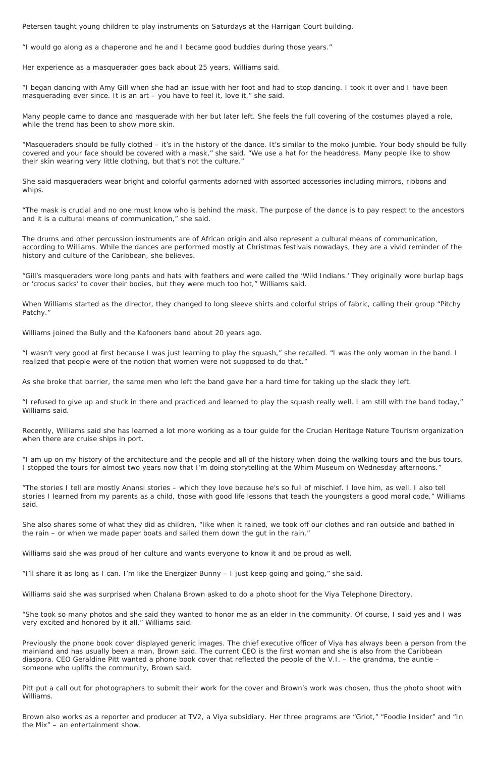Petersen taught young children to play instruments on Saturdays at the Harrigan Court building.

"I would go along as a chaperone and he and I became good buddies during those years."

Her experience as a masquerader goes back about 25 years, Williams said.

"I began dancing with Amy Gill when she had an issue with her foot and had to stop dancing. I took it over and I have been masquerading ever since. It is an art – you have to feel it, love it," she said.

Many people came to dance and masquerade with her but later left. She feels the full covering of the costumes played a role, while the trend has been to show more skin.

"Masqueraders should be fully clothed – it's in the history of the dance. It's similar to the moko jumbie. Your body should be fully covered and your face should be covered with a mask," she said. "We use a hat for the headdress. Many people like to show their skin wearing very little clothing, but that's not the culture."

She said masqueraders wear bright and colorful garments adorned with assorted accessories including mirrors, ribbons and whips.

"The mask is crucial and no one must know who is behind the mask. The purpose of the dance is to pay respect to the ancestors and it is a cultural means of communication," she said.

The drums and other percussion instruments are of African origin and also represent a cultural means of communication, according to Williams. While the dances are performed mostly at Christmas festivals nowadays, they are a vivid reminder of the history and culture of the Caribbean, she believes.

"Gill's masqueraders wore long pants and hats with feathers and were called the 'Wild Indians.' They originally wore burlap bags or 'crocus sacks' to cover their bodies, but they were much too hot," Williams said.

When Williams started as the director, they changed to long sleeve shirts and colorful strips of fabric, calling their group "Pitchy Patchy."

Williams joined the Bully and the Kafooners band about 20 years ago.

"I wasn't very good at first because I was just learning to play the squash," she recalled. "I was the only woman in the band. I realized that people were of the notion that women were not supposed to do that."

As she broke that barrier, the same men who left the band gave her a hard time for taking up the slack they left.

"I refused to give up and stuck in there and practiced and learned to play the squash really well. I am still with the band today," Williams said.

Recently, Williams said she has learned a lot more working as a tour guide for the Crucian Heritage Nature Tourism organization when there are cruise ships in port.

"I am up on my history of the architecture and the people and all of the history when doing the walking tours and the bus tours. I stopped the tours for almost two years now that I'm doing storytelling at the Whim Museum on Wednesday afternoons."

"The stories I tell are mostly Anansi stories – which they love because he's so full of mischief. I love him, as well. I also tell stories I learned from my parents as a child, those with good life lessons that teach the youngsters a good moral code," Williams said.

She also shares some of what they did as children, "like when it rained, we took off our clothes and ran outside and bathed in the rain – or when we made paper boats and sailed them down the gut in the rain."

Williams said she was proud of her culture and wants everyone to know it and be proud as well.

"I'll share it as long as I can. I'm like the Energizer Bunny – I just keep going and going," she said.

Williams said she was surprised when Chalana Brown asked to do a photo shoot for the Viya Telephone Directory.

"She took so many photos and she said they wanted to honor me as an elder in the community. Of course, I said yes and I was very excited and honored by it all." Williams said.

Previously the phone book cover displayed generic images. The chief executive officer of Viya has always been a person from the mainland and has usually been a man, Brown said. The current CEO is the first woman and she is also from the Caribbean diaspora. CEO Geraldine Pitt wanted a phone book cover that reflected the people of the V.I. – the grandma, the auntie – someone who uplifts the community, Brown said.

Pitt put a call out for photographers to submit their work for the cover and Brown's work was chosen, thus the photo shoot with Williams.

Brown also works as a reporter and producer at TV2, a Viya subsidiary. Her three programs are "Griot," "Foodie Insider" and "In the Mix" – an entertainment show.